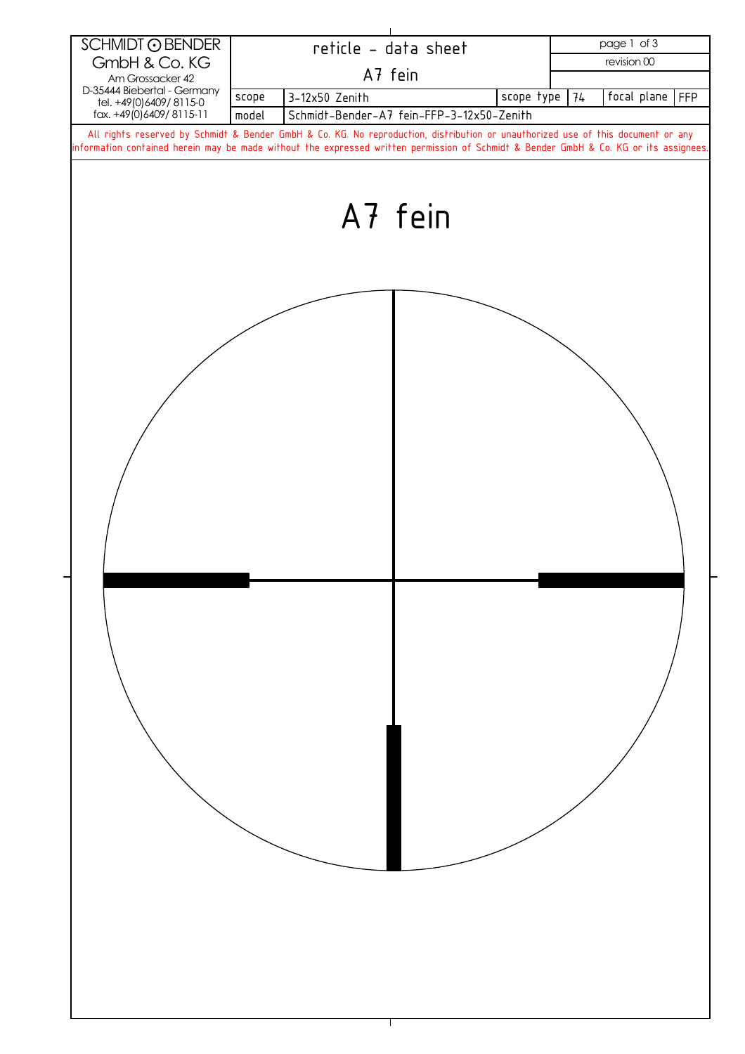SCHMIDT ⊙ BENDER
GmbH & Co. KG
Am Grossacker 42
D-35444 Biebertal - Germany
tel. +49(0)6409/ 8115-0
fax. +49(0)6409/ 8115-11

| reticle - data sheet | | | | | |
|---|---|---|---|---|---|
| A7 fein | | | | revision 00 | |
| scope | 3-12x50 Zenith | scope type | 74 | focal plane | FFP |
| model | Schmidt-Bender-A7 fein-FFP-3-12x50-Zenith | | | | |

All rights reserved by Schmidt & Bender GmbH & Co. KG. No reproduction, distribution or unauthorized use of this document or any information contained herein may be made without the expressed written permission of Schmidt & Bender GmbH & Co. KG or its assignees.

# A7 fein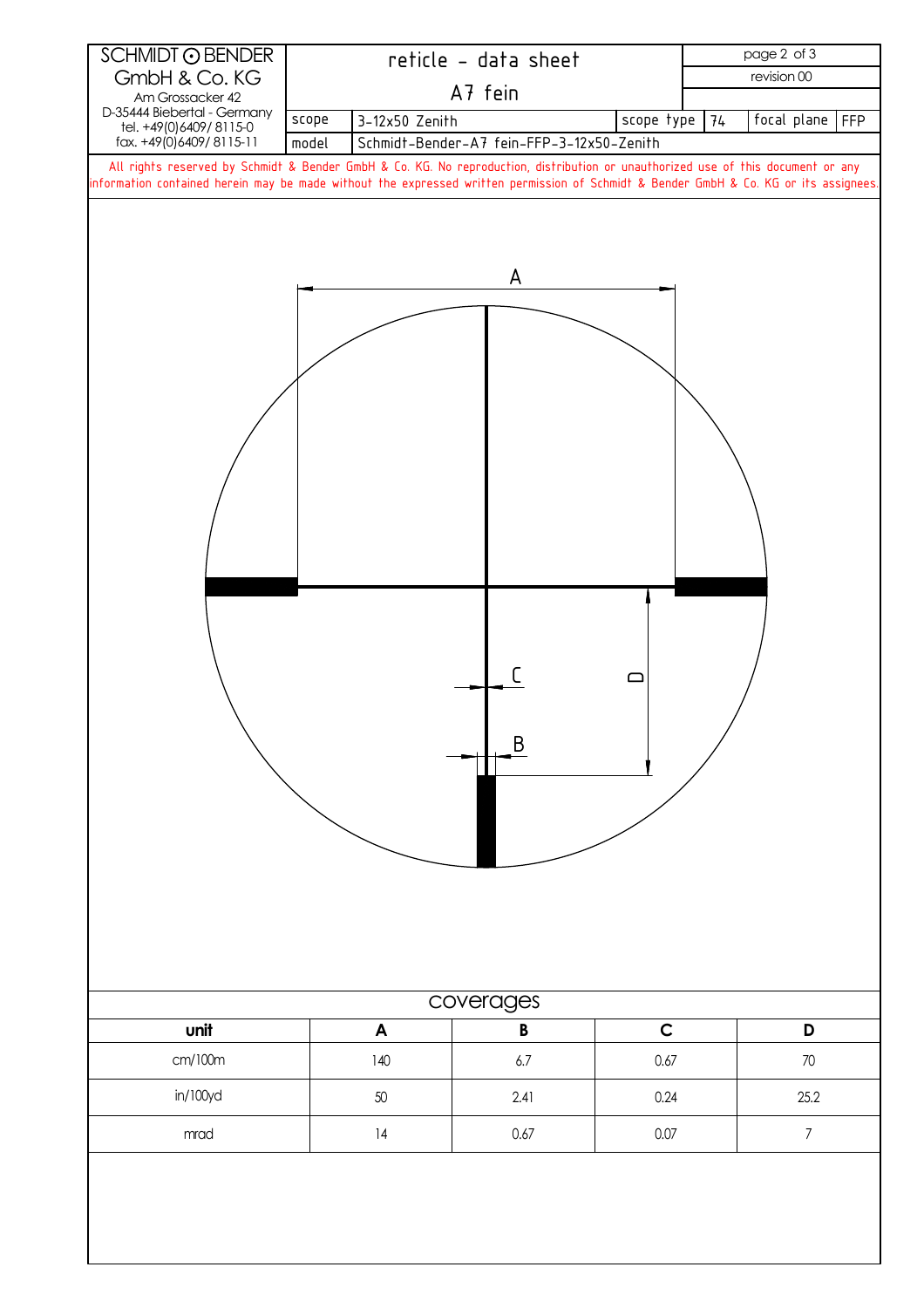SCHMIDT ⊙ BENDER
GmbH & Co. KG
Am Grossacker 42
D-35444 Biebertal - Germany
tel. +49(0)6409/ 8115-0
fax. +49(0)6409/ 8115-11

# reticle - data sheet

## A7 fein

revision 00

| scope | 3-12x50 Zenith | scope type | 74 | focal plane | FFP |
|---|---|---|---|---|---|
| model | Schmidt-Bender-A7 fein-FFP-3-12x50-Zenith | | | | |

All rights reserved by Schmidt & Bender GmbH & Co. KG. No reproduction, distribution or unauthorized use of this document or any information contained herein may be made without the expressed written permission of Schmidt & Bender GmbH & Co. KG or its assignees.

A

C

D

B

## coverages

| unit | A | B | C | D |
|---|---|---|---|---|
| cm/100m | 140 | 6.7 | 0.67 | 70 |
| in/100yd | 50 | 2.41 | 0.24 | 25.2 |
| mrad | 14 | 0.67 | 0.07 | 7 |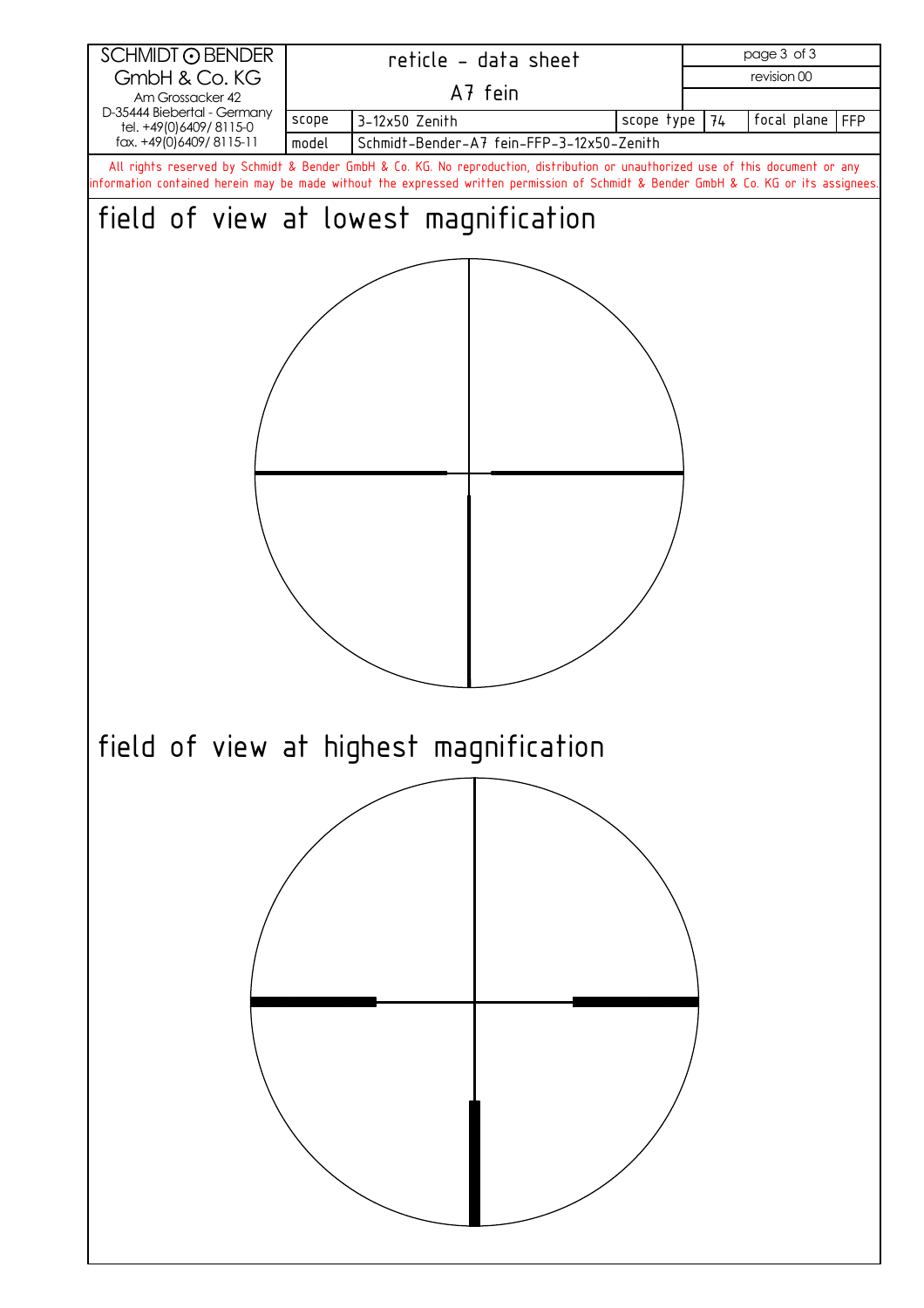| | | | | | | |
|---|---|---|---|---|---|---|
| SCHMIDT ⊙ BENDER GmbH & Co. KG<br>Am Grossacker 42<br>D-35444 Biebertal - Germany<br>tel. +49(0)6409/ 8115-0<br>fax. +49(0)6409/ 8115-11 | reticle - data sheet<br>A7 fein | | | | | revision 00 |
| | scope | 3-12x50 Zenith | scope type | 74 | focal plane | FFP |
| | model | Schmidt-Bender-A7 fein-FFP-3-12x50-Zenith | | | | |

All rights reserved by Schmidt & Bender GmbH & Co. KG. No reproduction, distribution or unauthorized use of this document or any information contained herein may be made without the expressed written permission of Schmidt & Bender GmbH & Co. KG or its assignees.

# field of view at lowest magnification

# field of view at highest magnification